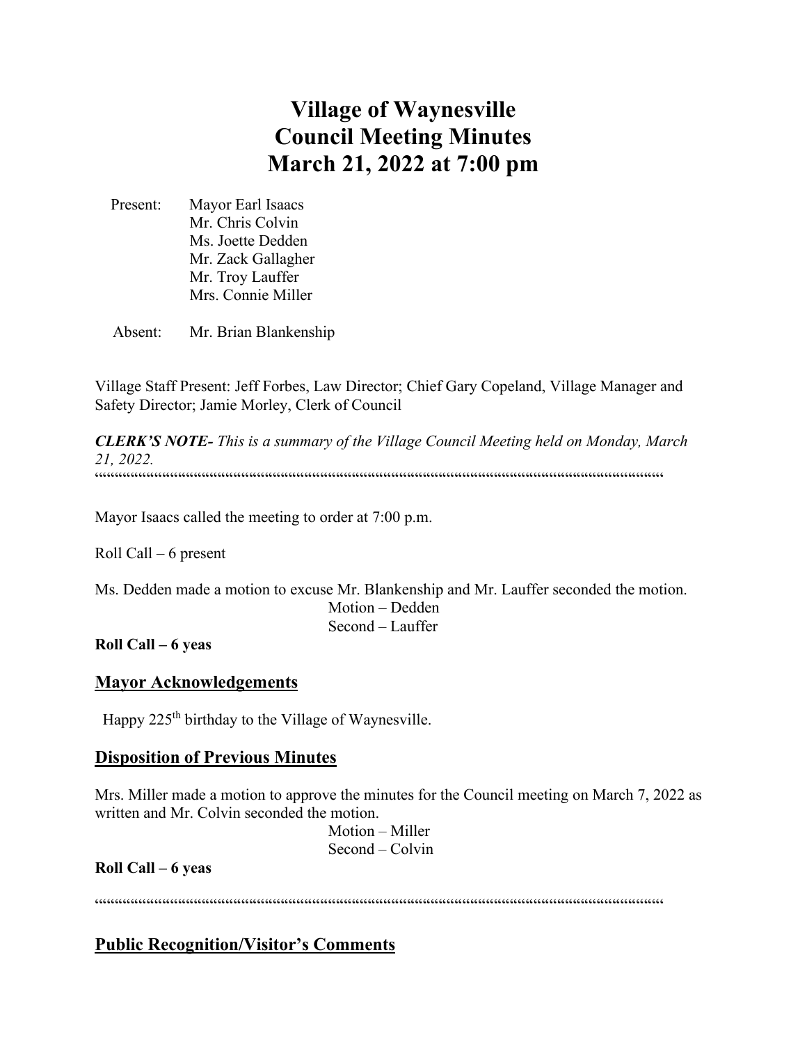# Village of Waynesville
# Council Meeting Minutes
# March 21, 2022 at 7:00 pm

Present: Mayor Earl Isaacs
Mr. Chris Colvin
Ms. Joette Dedden
Mr. Zack Gallagher
Mr. Troy Lauffer
Mrs. Connie Miller

Absent: Mr. Brian Blankenship

Village Staff Present: Jeff Forbes, Law Director; Chief Gary Copeland, Village Manager and Safety Director; Jamie Morley, Clerk of Council

***CLERK'S NOTE-** This is a summary of the Village Council Meeting held on Monday, March 21, 2022.*

""""""""""""""""""""""""""""""""""""""""""""""""""""""""""""""""""""""""""""""""""""""""

Mayor Isaacs called the meeting to order at 7:00 p.m.

Roll Call – 6 present

Ms. Dedden made a motion to excuse Mr. Blankenship and Mr. Lauffer seconded the motion.

Motion – Dedden
Second – Lauffer

**Roll Call – 6 yeas**

## Mayor Acknowledgements

Happy 225th birthday to the Village of Waynesville.

## Disposition of Previous Minutes

Mrs. Miller made a motion to approve the minutes for the Council meeting on March 7, 2022 as written and Mr. Colvin seconded the motion.

Motion – Miller
Second – Colvin

**Roll Call – 6 yeas**

""""""""""""""""""""""""""""""""""""""""""""""""""""""""""""""""""""""""""""""""""""""""

## Public Recognition/Visitor's Comments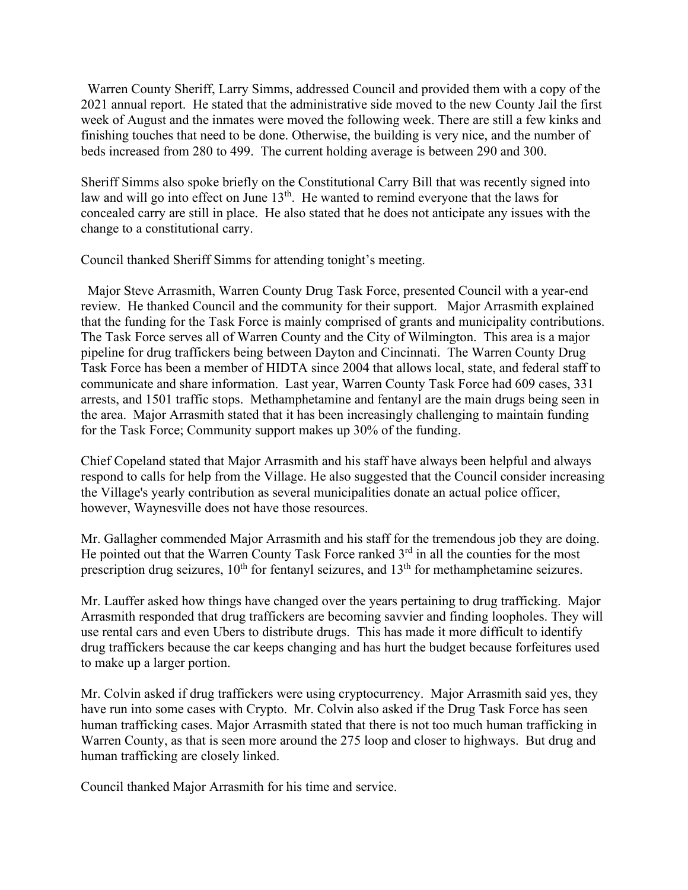Warren County Sheriff, Larry Simms, addressed Council and provided them with a copy of the 2021 annual report. He stated that the administrative side moved to the new County Jail the first week of August and the inmates were moved the following week. There are still a few kinks and finishing touches that need to be done. Otherwise, the building is very nice, and the number of beds increased from 280 to 499. The current holding average is between 290 and 300.

Sheriff Simms also spoke briefly on the Constitutional Carry Bill that was recently signed into law and will go into effect on June 13th. He wanted to remind everyone that the laws for concealed carry are still in place. He also stated that he does not anticipate any issues with the change to a constitutional carry.

Council thanked Sheriff Simms for attending tonight's meeting.

Major Steve Arrasmith, Warren County Drug Task Force, presented Council with a year-end review. He thanked Council and the community for their support. Major Arrasmith explained that the funding for the Task Force is mainly comprised of grants and municipality contributions. The Task Force serves all of Warren County and the City of Wilmington. This area is a major pipeline for drug traffickers being between Dayton and Cincinnati. The Warren County Drug Task Force has been a member of HIDTA since 2004 that allows local, state, and federal staff to communicate and share information. Last year, Warren County Task Force had 609 cases, 331 arrests, and 1501 traffic stops. Methamphetamine and fentanyl are the main drugs being seen in the area. Major Arrasmith stated that it has been increasingly challenging to maintain funding for the Task Force; Community support makes up 30% of the funding.

Chief Copeland stated that Major Arrasmith and his staff have always been helpful and always respond to calls for help from the Village. He also suggested that the Council consider increasing the Village's yearly contribution as several municipalities donate an actual police officer, however, Waynesville does not have those resources.

Mr. Gallagher commended Major Arrasmith and his staff for the tremendous job they are doing. He pointed out that the Warren County Task Force ranked 3rd in all the counties for the most prescription drug seizures, 10th for fentanyl seizures, and 13th for methamphetamine seizures.

Mr. Lauffer asked how things have changed over the years pertaining to drug trafficking. Major Arrasmith responded that drug traffickers are becoming savvier and finding loopholes. They will use rental cars and even Ubers to distribute drugs. This has made it more difficult to identify drug traffickers because the car keeps changing and has hurt the budget because forfeitures used to make up a larger portion.

Mr. Colvin asked if drug traffickers were using cryptocurrency. Major Arrasmith said yes, they have run into some cases with Crypto. Mr. Colvin also asked if the Drug Task Force has seen human trafficking cases. Major Arrasmith stated that there is not too much human trafficking in Warren County, as that is seen more around the 275 loop and closer to highways. But drug and human trafficking are closely linked.

Council thanked Major Arrasmith for his time and service.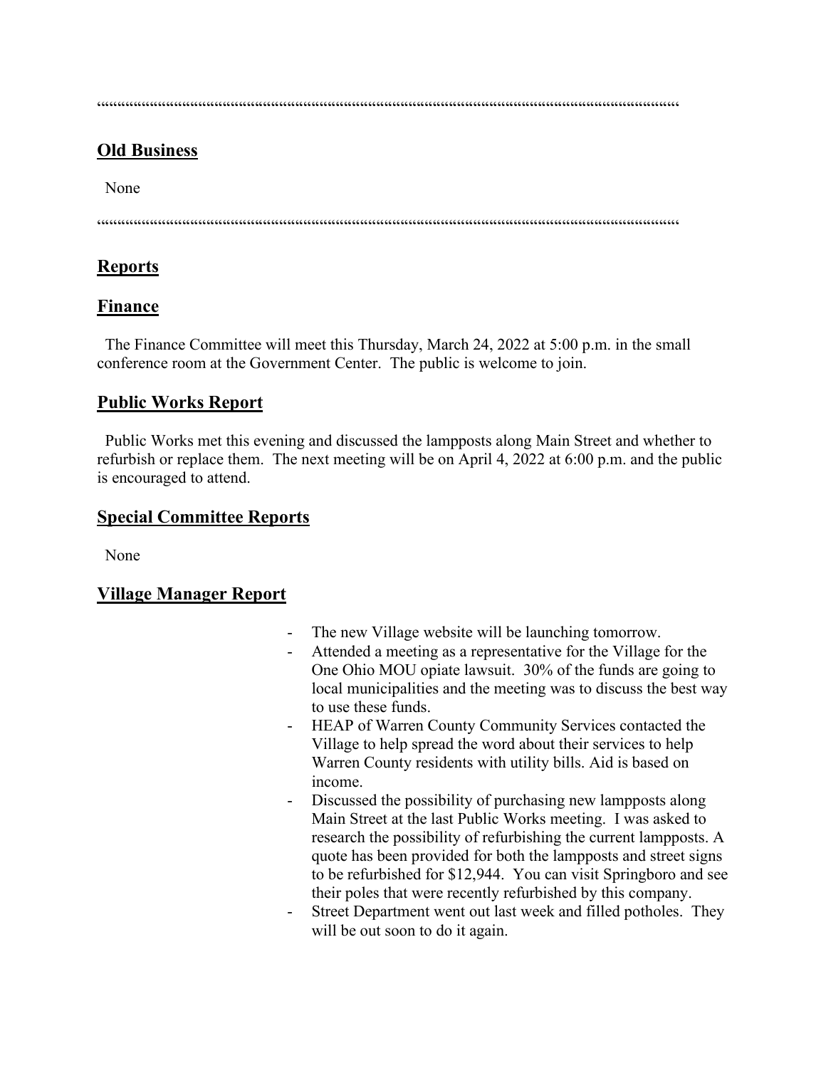""""""""""""""""""""""""""""""""""""""""""""""""""""""""""""""""""""""""""""""""""""""""""""""""""""""""""""""""""""""""""""""""""""""""""""""""

## Old Business

None

""""""""""""""""""""""""""""""""""""""""""""""""""""""""""""""""""""""""""""""""""""""""""""""""""""""""""""""""""""""""""""""""""""""""""""""""

## Reports

## Finance

The Finance Committee will meet this Thursday, March 24, 2022 at 5:00 p.m. in the small conference room at the Government Center. The public is welcome to join.

## Public Works Report

Public Works met this evening and discussed the lampposts along Main Street and whether to refurbish or replace them. The next meeting will be on April 4, 2022 at 6:00 p.m. and the public is encouraged to attend.

## Special Committee Reports

None

## Village Manager Report

- The new Village website will be launching tomorrow.
- Attended a meeting as a representative for the Village for the One Ohio MOU opiate lawsuit. 30% of the funds are going to local municipalities and the meeting was to discuss the best way to use these funds.
- HEAP of Warren County Community Services contacted the Village to help spread the word about their services to help Warren County residents with utility bills. Aid is based on income.
- Discussed the possibility of purchasing new lampposts along Main Street at the last Public Works meeting. I was asked to research the possibility of refurbishing the current lampposts. A quote has been provided for both the lampposts and street signs to be refurbished for $12,944. You can visit Springboro and see their poles that were recently refurbished by this company.
- Street Department went out last week and filled potholes. They will be out soon to do it again.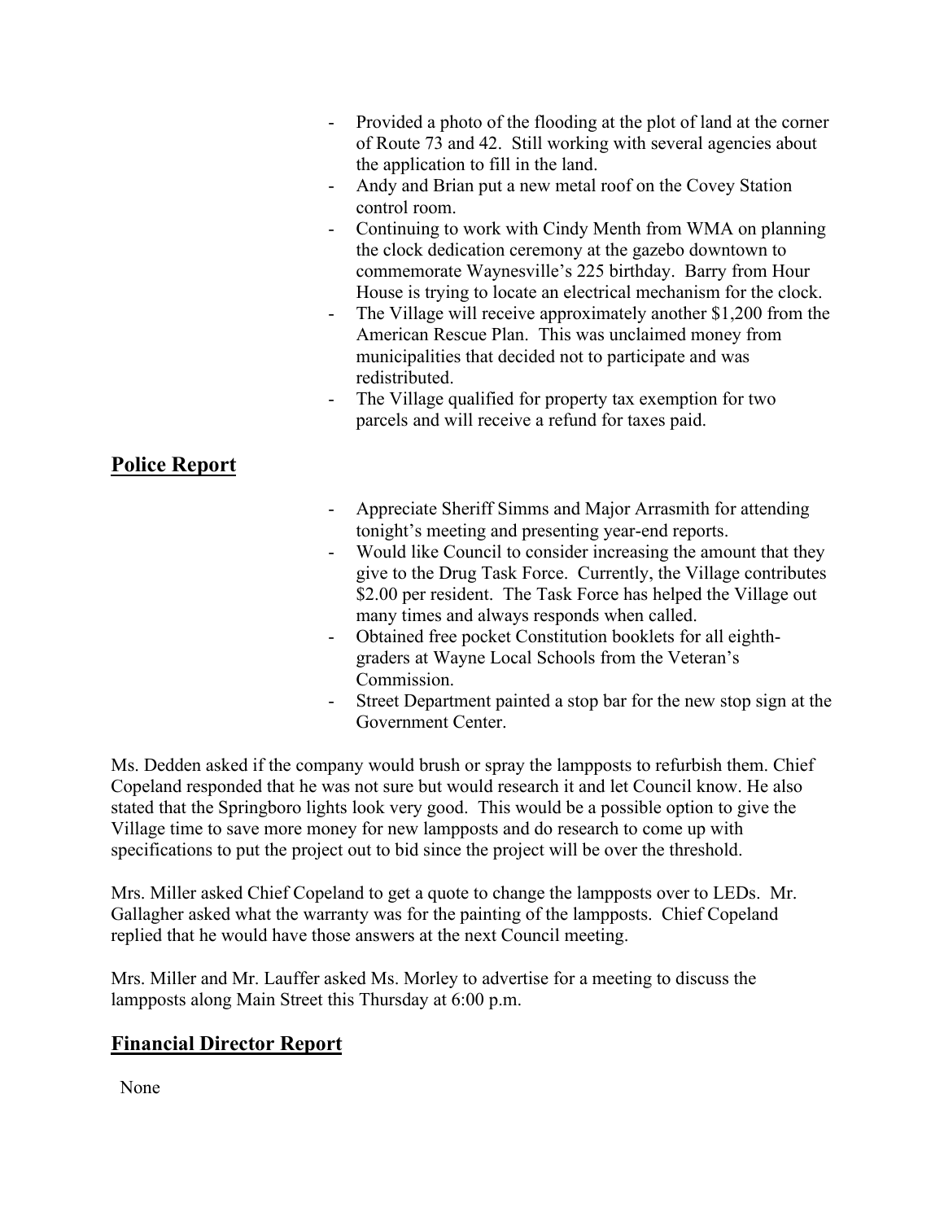- Provided a photo of the flooding at the plot of land at the corner of Route 73 and 42. Still working with several agencies about the application to fill in the land.
- Andy and Brian put a new metal roof on the Covey Station control room.
- Continuing to work with Cindy Menth from WMA on planning the clock dedication ceremony at the gazebo downtown to commemorate Waynesville's 225 birthday. Barry from Hour House is trying to locate an electrical mechanism for the clock.
- The Village will receive approximately another $1,200 from the American Rescue Plan. This was unclaimed money from municipalities that decided not to participate and was redistributed.
- The Village qualified for property tax exemption for two parcels and will receive a refund for taxes paid.

## Police Report

- Appreciate Sheriff Simms and Major Arrasmith for attending tonight's meeting and presenting year-end reports.
- Would like Council to consider increasing the amount that they give to the Drug Task Force. Currently, the Village contributes $2.00 per resident. The Task Force has helped the Village out many times and always responds when called.
- Obtained free pocket Constitution booklets for all eighth-graders at Wayne Local Schools from the Veteran's Commission.
- Street Department painted a stop bar for the new stop sign at the Government Center.

Ms. Dedden asked if the company would brush or spray the lampposts to refurbish them. Chief Copeland responded that he was not sure but would research it and let Council know. He also stated that the Springboro lights look very good. This would be a possible option to give the Village time to save more money for new lampposts and do research to come up with specifications to put the project out to bid since the project will be over the threshold.

Mrs. Miller asked Chief Copeland to get a quote to change the lampposts over to LEDs. Mr. Gallagher asked what the warranty was for the painting of the lampposts. Chief Copeland replied that he would have those answers at the next Council meeting.

Mrs. Miller and Mr. Lauffer asked Ms. Morley to advertise for a meeting to discuss the lampposts along Main Street this Thursday at 6:00 p.m.

## Financial Director Report

None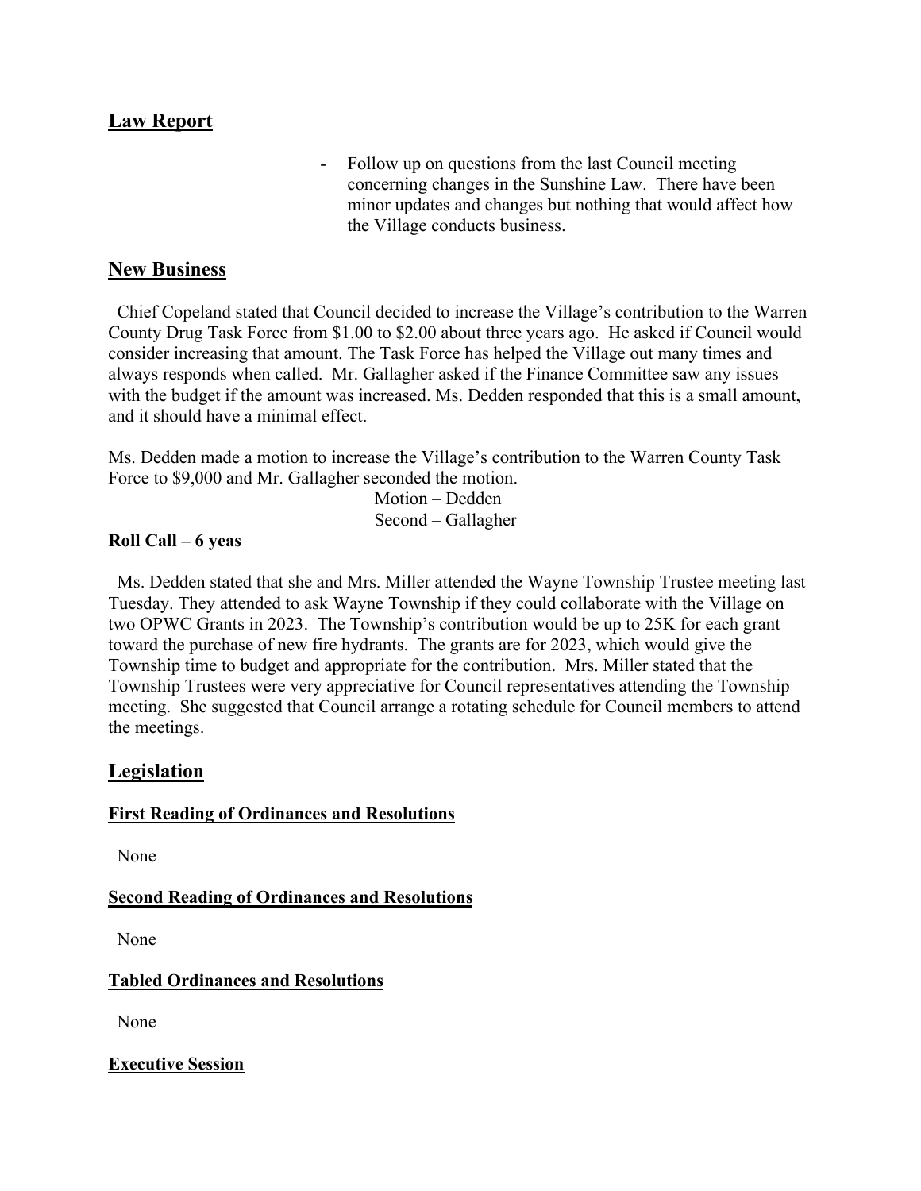## Law Report

- Follow up on questions from the last Council meeting concerning changes in the Sunshine Law. There have been minor updates and changes but nothing that would affect how the Village conducts business.

## New Business

Chief Copeland stated that Council decided to increase the Village's contribution to the Warren County Drug Task Force from $1.00 to $2.00 about three years ago. He asked if Council would consider increasing that amount. The Task Force has helped the Village out many times and always responds when called. Mr. Gallagher asked if the Finance Committee saw any issues with the budget if the amount was increased. Ms. Dedden responded that this is a small amount, and it should have a minimal effect.

Ms. Dedden made a motion to increase the Village's contribution to the Warren County Task Force to $9,000 and Mr. Gallagher seconded the motion.

Motion – Dedden
Second – Gallagher

**Roll Call – 6 yeas**

Ms. Dedden stated that she and Mrs. Miller attended the Wayne Township Trustee meeting last Tuesday. They attended to ask Wayne Township if they could collaborate with the Village on two OPWC Grants in 2023. The Township's contribution would be up to 25K for each grant toward the purchase of new fire hydrants. The grants are for 2023, which would give the Township time to budget and appropriate for the contribution. Mrs. Miller stated that the Township Trustees were very appreciative for Council representatives attending the Township meeting. She suggested that Council arrange a rotating schedule for Council members to attend the meetings.

## Legislation

### First Reading of Ordinances and Resolutions

None

### Second Reading of Ordinances and Resolutions

None

### Tabled Ordinances and Resolutions

None

### Executive Session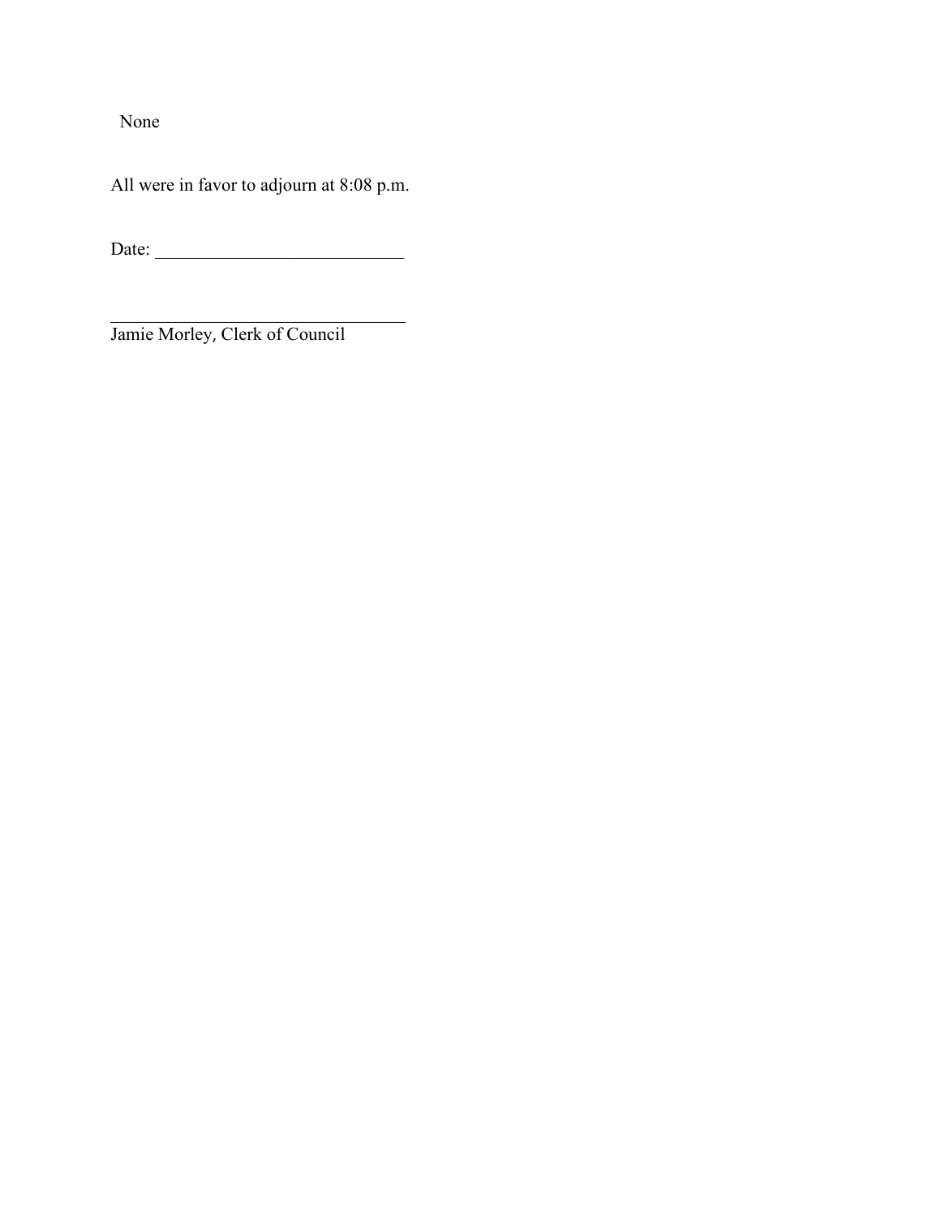None

All were in favor to adjourn at 8:08 p.m.

Date: ___________________________

_________________________________
Jamie Morley, Clerk of Council